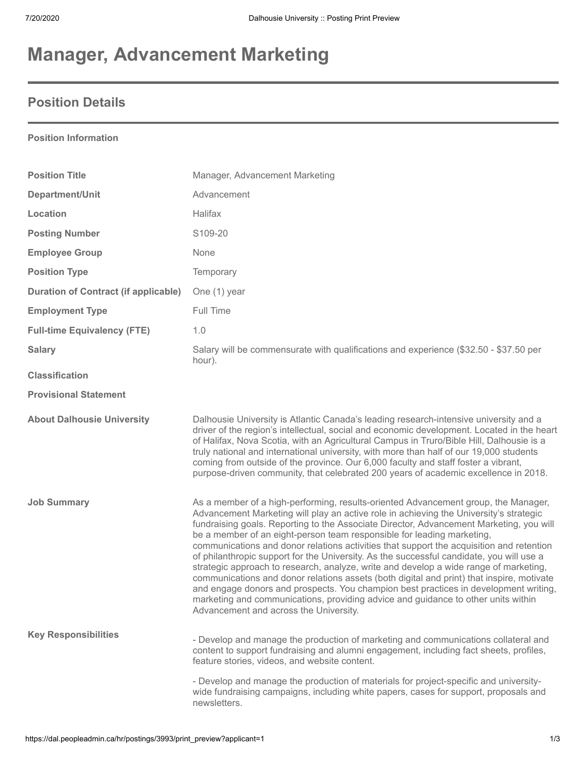# Manager, Advancement Marketing

## Position Details

**Position Information**

| | |
|---|---|
| **Position Title** | Manager, Advancement Marketing |
| **Department/Unit** | Advancement |
| **Location** | Halifax |
| **Posting Number** | S109-20 |
| **Employee Group** | None |
| **Position Type** | Temporary |
| **Duration of Contract (if applicable)** | One (1) year |
| **Employment Type** | Full Time |
| **Full-time Equivalency (FTE)** | 1.0 |
| **Salary** | Salary will be commensurate with qualifications and experience ($32.50 - $37.50 per hour). |
| **Classification** | |
| **Provisional Statement** | |
| **About Dalhousie University** | Dalhousie University is Atlantic Canada's leading research-intensive university and a driver of the region's intellectual, social and economic development. Located in the heart of Halifax, Nova Scotia, with an Agricultural Campus in Truro/Bible Hill, Dalhousie is a truly national and international university, with more than half of our 19,000 students coming from outside of the province. Our 6,000 faculty and staff foster a vibrant, purpose-driven community, that celebrated 200 years of academic excellence in 2018. |
| **Job Summary** | As a member of a high-performing, results-oriented Advancement group, the Manager, Advancement Marketing will play an active role in achieving the University's strategic fundraising goals. Reporting to the Associate Director, Advancement Marketing, you will be a member of an eight-person team responsible for leading marketing, communications and donor relations activities that support the acquisition and retention of philanthropic support for the University. As the successful candidate, you will use a strategic approach to research, analyze, write and develop a wide range of marketing, communications and donor relations assets (both digital and print) that inspire, motivate and engage donors and prospects. You champion best practices in development writing, marketing and communications, providing advice and guidance to other units within Advancement and across the University. |

**Key Responsibilities**

- Develop and manage the production of marketing and communications collateral and content to support fundraising and alumni engagement, including fact sheets, profiles, feature stories, videos, and website content.

- Develop and manage the production of materials for project-specific and university-wide fundraising campaigns, including white papers, cases for support, proposals and newsletters.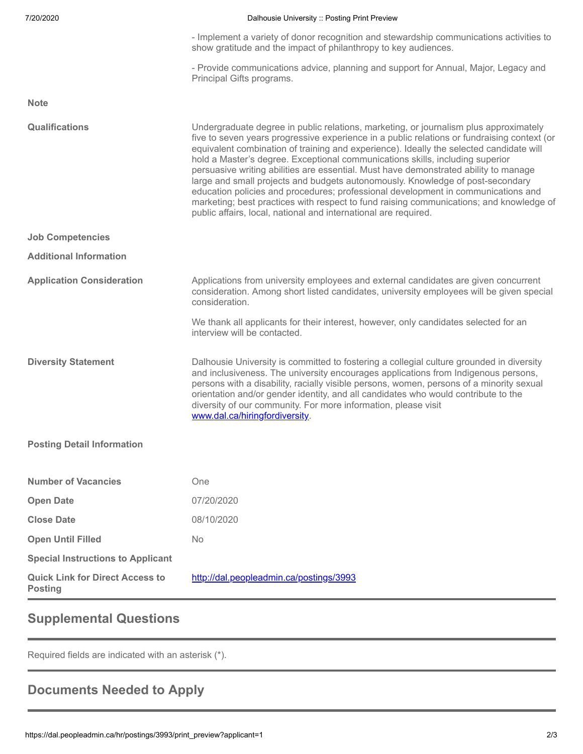- Implement a variety of donor recognition and stewardship communications activities to show gratitude and the impact of philanthropy to key audiences.

- Provide communications advice, planning and support for Annual, Major, Legacy and Principal Gifts programs.

**Note**

**Qualifications**

Undergraduate degree in public relations, marketing, or journalism plus approximately five to seven years progressive experience in a public relations or fundraising context (or equivalent combination of training and experience). Ideally the selected candidate will hold a Master's degree. Exceptional communications skills, including superior persuasive writing abilities are essential. Must have demonstrated ability to manage large and small projects and budgets autonomously. Knowledge of post-secondary education policies and procedures; professional development in communications and marketing; best practices with respect to fund raising communications; and knowledge of public affairs, local, national and international are required.

**Job Competencies**

**Additional Information**

**Application Consideration**

Applications from university employees and external candidates are given concurrent consideration. Among short listed candidates, university employees will be given special consideration.

We thank all applicants for their interest, however, only candidates selected for an interview will be contacted.

**Diversity Statement**

Dalhousie University is committed to fostering a collegial culture grounded in diversity and inclusiveness. The university encourages applications from Indigenous persons, persons with a disability, racially visible persons, women, persons of a minority sexual orientation and/or gender identity, and all candidates who would contribute to the diversity of our community. For more information, please visit [www.dal.ca/hiringfordiversity](www.dal.ca/hiringfordiversity).

**Posting Detail Information**

| | |
|---|---|
| **Number of Vacancies** | One |
| **Open Date** | 07/20/2020 |
| **Close Date** | 08/10/2020 |
| **Open Until Filled** | No |
| **Special Instructions to Applicant** | |
| **Quick Link for Direct Access to Posting** | [http://dal.peopleadmin.ca/postings/3993](http://dal.peopleadmin.ca/postings/3993) |

## Supplemental Questions

Required fields are indicated with an asterisk (*).

## Documents Needed to Apply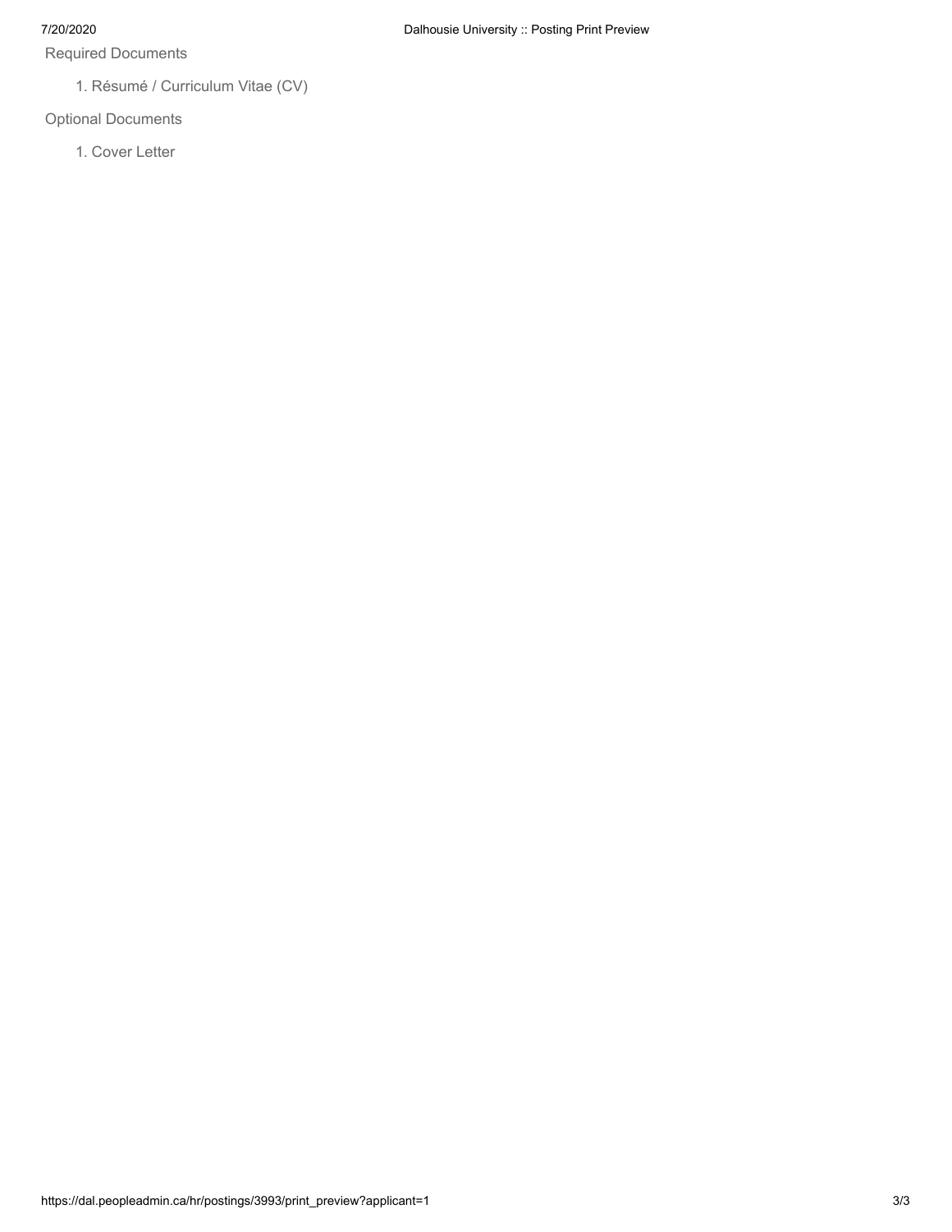Required Documents

1. Résumé / Curriculum Vitae (CV)

Optional Documents

1. Cover Letter